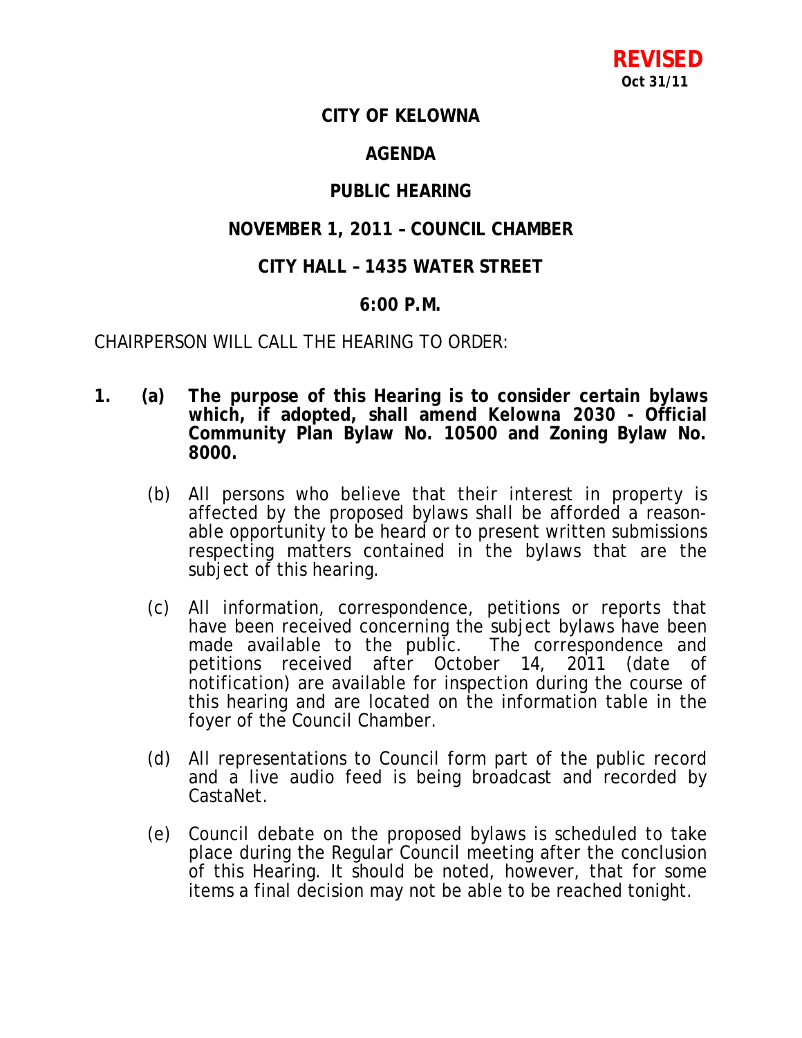**REVISED**
**Oct 31/11**

# CITY OF KELOWNA

## AGENDA

## PUBLIC HEARING

## NOVEMBER 1, 2011 – COUNCIL CHAMBER

## CITY HALL – 1435 WATER STREET

## 6:00 P.M.

CHAIRPERSON WILL CALL THE HEARING TO ORDER:

1. (a) **The purpose of this Hearing is to consider certain bylaws which, if adopted, shall amend Kelowna 2030 - Official Community Plan Bylaw No. 10500 and Zoning Bylaw No. 8000.**

   (b) All persons who believe that their interest in property is affected by the proposed bylaws shall be afforded a reasonable opportunity to be heard or to present written submissions respecting matters contained in the bylaws that are the subject of this hearing.

   (c) All information, correspondence, petitions or reports that have been received concerning the subject bylaws have been made available to the public. The correspondence and petitions received after October 14, 2011 (date of notification) are available for inspection during the course of this hearing and are located on the information table in the foyer of the Council Chamber.

   (d) All representations to Council form part of the public record and a live audio feed is being broadcast and recorded by CastaNet.

   (e) Council debate on the proposed bylaws is scheduled to take place during the Regular Council meeting after the conclusion of this Hearing. It should be noted, however, that for some items a final decision may not be able to be reached tonight.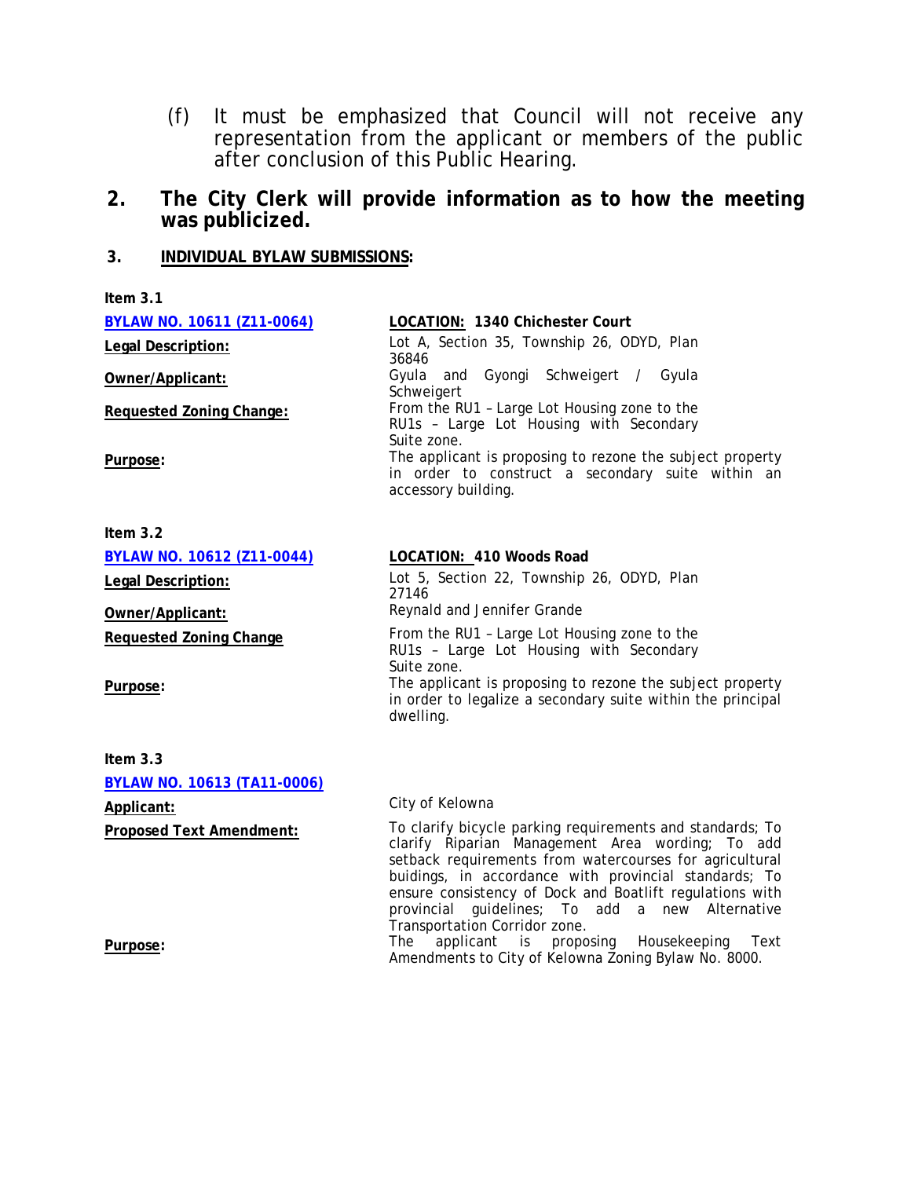(f) It must be emphasized that Council will not receive any representation from the applicant or members of the public after conclusion of this Public Hearing.

## 2. The City Clerk will provide information as to how the meeting was publicized.

### 3. INDIVIDUAL BYLAW SUBMISSIONS:

**Item 3.1**

| | |
|---|---|
| **BYLAW NO. 10611 (Z11-0064)** | **LOCATION: 1340 Chichester Court** |
| **Legal Description:** | Lot A, Section 35, Township 26, ODYD, Plan 36846 |
| **Owner/Applicant:** | Gyula and Gyongi Schweigert / Gyula Schweigert |
| **Requested Zoning Change:** | From the RU1 – Large Lot Housing zone to the RU1s – Large Lot Housing with Secondary Suite zone. |
| **Purpose:** | The applicant is proposing to rezone the subject property in order to construct a secondary suite within an accessory building. |

**Item 3.2**

| | |
|---|---|
| **BYLAW NO. 10612 (Z11-0044)** | **LOCATION: 410 Woods Road** |
| **Legal Description:** | Lot 5, Section 22, Township 26, ODYD, Plan 27146 |
| **Owner/Applicant:** | Reynald and Jennifer Grande |
| **Requested Zoning Change** | From the RU1 – Large Lot Housing zone to the RU1s – Large Lot Housing with Secondary Suite zone. |
| **Purpose:** | The applicant is proposing to rezone the subject property in order to legalize a secondary suite within the principal dwelling. |

**Item 3.3**

| | |
|---|---|
| **BYLAW NO. 10613 (TA11-0006)** | |
| **Applicant:** | City of Kelowna |
| **Proposed Text Amendment:** | To clarify bicycle parking requirements and standards; To clarify Riparian Management Area wording; To add setback requirements from watercourses for agricultural buidings, in accordance with provincial standards; To ensure consistency of Dock and Boatlift regulations with provincial guidelines; To add a new Alternative Transportation Corridor zone. |
| **Purpose:** | The applicant is proposing Housekeeping Text Amendments to City of Kelowna Zoning Bylaw No. 8000. |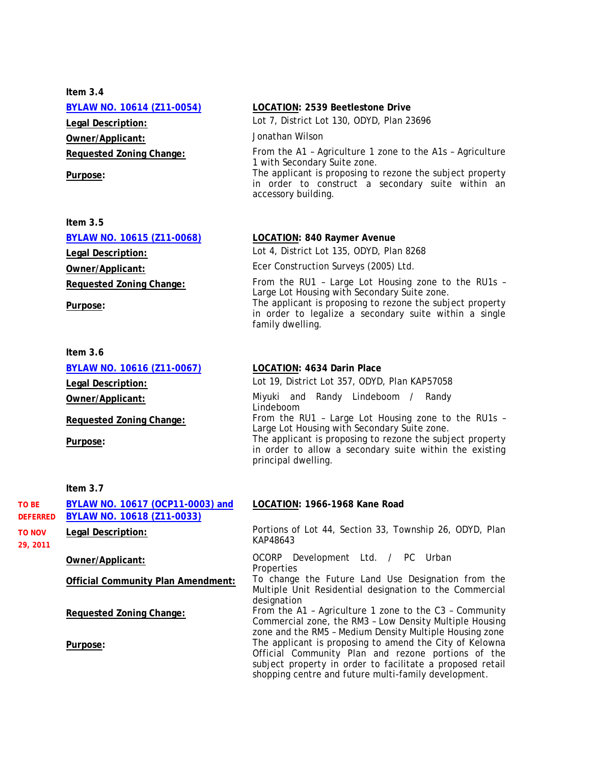**Item 3.4**

**BYLAW NO. 10614 (Z11-0054)**

**LOCATION: 2539 Beetlestone Drive**

**Legal Description:** Lot 7, District Lot 130, ODYD, Plan 23696

**Owner/Applicant:** Jonathan Wilson

**Requested Zoning Change:** From the A1 – Agriculture 1 zone to the A1s – Agriculture 1 with Secondary Suite zone.

**Purpose:** The applicant is proposing to rezone the subject property in order to construct a secondary suite within an accessory building.

**Item 3.5**

**BYLAW NO. 10615 (Z11-0068)**

**LOCATION: 840 Raymer Avenue**

**Legal Description:** Lot 4, District Lot 135, ODYD, Plan 8268

**Owner/Applicant:** Ecer Construction Surveys (2005) Ltd.

**Requested Zoning Change:** From the RU1 – Large Lot Housing zone to the RU1s – Large Lot Housing with Secondary Suite zone.

**Purpose:** The applicant is proposing to rezone the subject property in order to legalize a secondary suite within a single family dwelling.

**Item 3.6**

**BYLAW NO. 10616 (Z11-0067)**

**LOCATION: 4634 Darin Place**

**Legal Description:** Lot 19, District Lot 357, ODYD, Plan KAP57058

**Owner/Applicant:** Miyuki and Randy Lindeboom / Randy Lindeboom

**Requested Zoning Change:** From the RU1 – Large Lot Housing zone to the RU1s – Large Lot Housing with Secondary Suite zone.

**Purpose:** The applicant is proposing to rezone the subject property in order to allow a secondary suite within the existing principal dwelling.

**Item 3.7**

**TO BE DEFERRED TO NOV 29, 2011**

**BYLAW NO. 10617 (OCP11-0003) and BYLAW NO. 10618 (Z11-0033)**

**LOCATION: 1966-1968 Kane Road**

**Legal Description:** Portions of Lot 44, Section 33, Township 26, ODYD, Plan KAP48643

**Owner/Applicant:** OCORP Development Ltd. / PC Urban Properties

**Official Community Plan Amendment:** To change the Future Land Use Designation from the Multiple Unit Residential designation to the Commercial designation

**Requested Zoning Change:** From the A1 – Agriculture 1 zone to the C3 – Community Commercial zone, the RM3 – Low Density Multiple Housing zone and the RM5 – Medium Density Multiple Housing zone

**Purpose:** The applicant is proposing to amend the City of Kelowna Official Community Plan and rezone portions of the subject property in order to facilitate a proposed retail shopping centre and future multi-family development.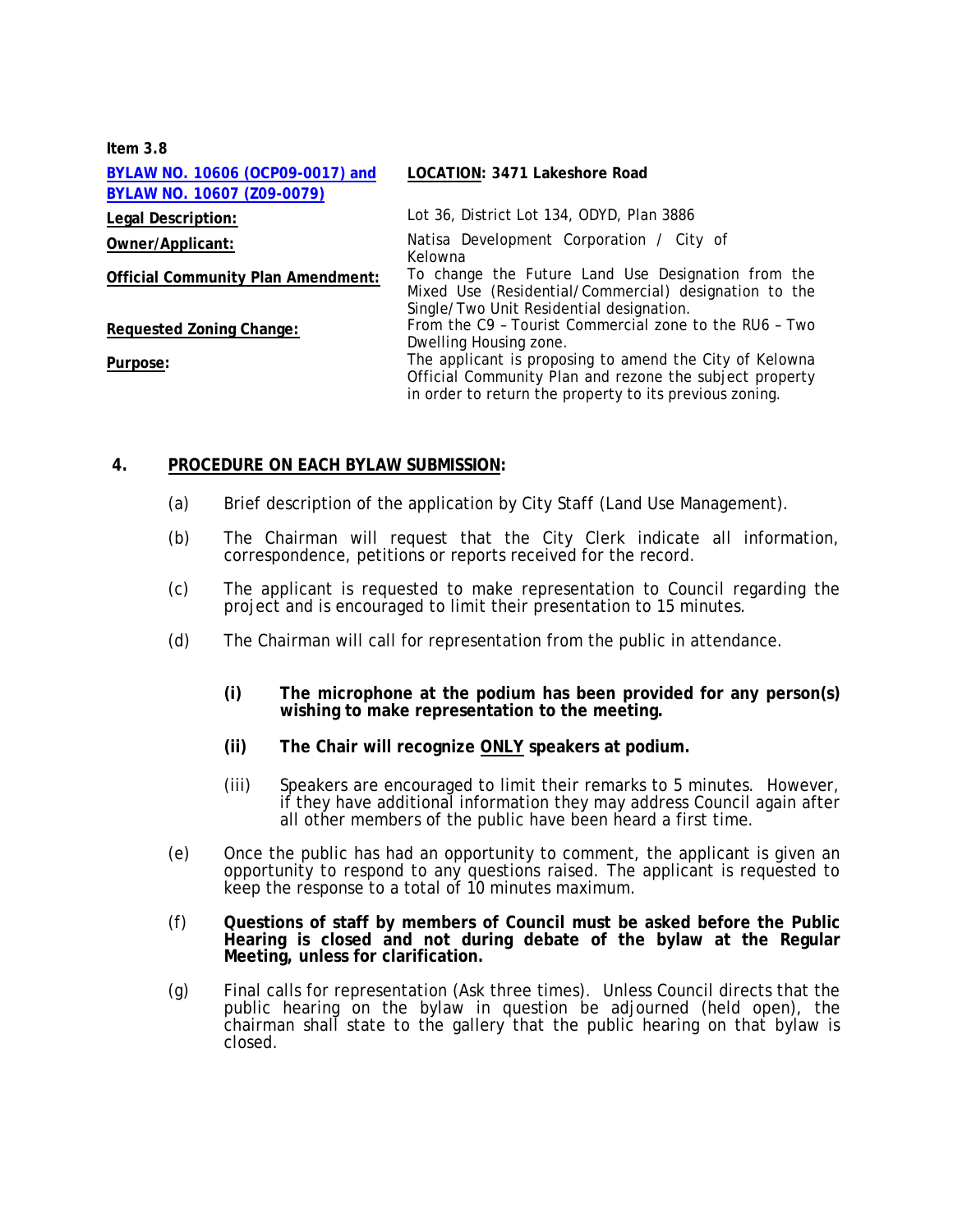**Item 3.8**

| **[BYLAW NO. 10606 (OCP09-0017) and BYLAW NO. 10607 (Z09-0079)]** | **LOCATION: 3471 Lakeshore Road** |
|---|---|
| **Legal Description:** | Lot 36, District Lot 134, ODYD, Plan 3886 |
| **Owner/Applicant:** | Natisa Development Corporation / City of Kelowna |
| **Official Community Plan Amendment:** | To change the Future Land Use Designation from the Mixed Use (Residential/Commercial) designation to the Single/Two Unit Residential designation. |
| **Requested Zoning Change:** | From the C9 – Tourist Commercial zone to the RU6 – Two Dwelling Housing zone. |
| **Purpose:** | The applicant is proposing to amend the City of Kelowna Official Community Plan and rezone the subject property in order to return the property to its previous zoning. |

## 4. PROCEDURE ON EACH BYLAW SUBMISSION:

(a) Brief description of the application by City Staff (Land Use Management).

(b) The Chairman will request that the City Clerk indicate all information, correspondence, petitions or reports received for the record.

(c) The applicant is requested to make representation to Council regarding the project and is encouraged to limit their presentation to 15 minutes.

(d) The Chairman will call for representation from the public in attendance.

> **(i) The microphone at the podium has been provided for any person(s) wishing to make representation to the meeting.**
>
> **(ii) The Chair will recognize ONLY speakers at podium.**
>
> (iii) Speakers are encouraged to limit their remarks to 5 minutes. However, if they have additional information they may address Council again after all other members of the public have been heard a first time.

(e) Once the public has had an opportunity to comment, the applicant is given an opportunity to respond to any questions raised. The applicant is requested to keep the response to a total of 10 minutes maximum.

(f) **Questions of staff by members of Council must be asked before the Public Hearing is closed and not during debate of the bylaw at the Regular Meeting, unless for clarification.**

(g) Final calls for representation (Ask three times). Unless Council directs that the public hearing on the bylaw in question be adjourned (held open), the chairman shall state to the gallery that the public hearing on that bylaw is closed.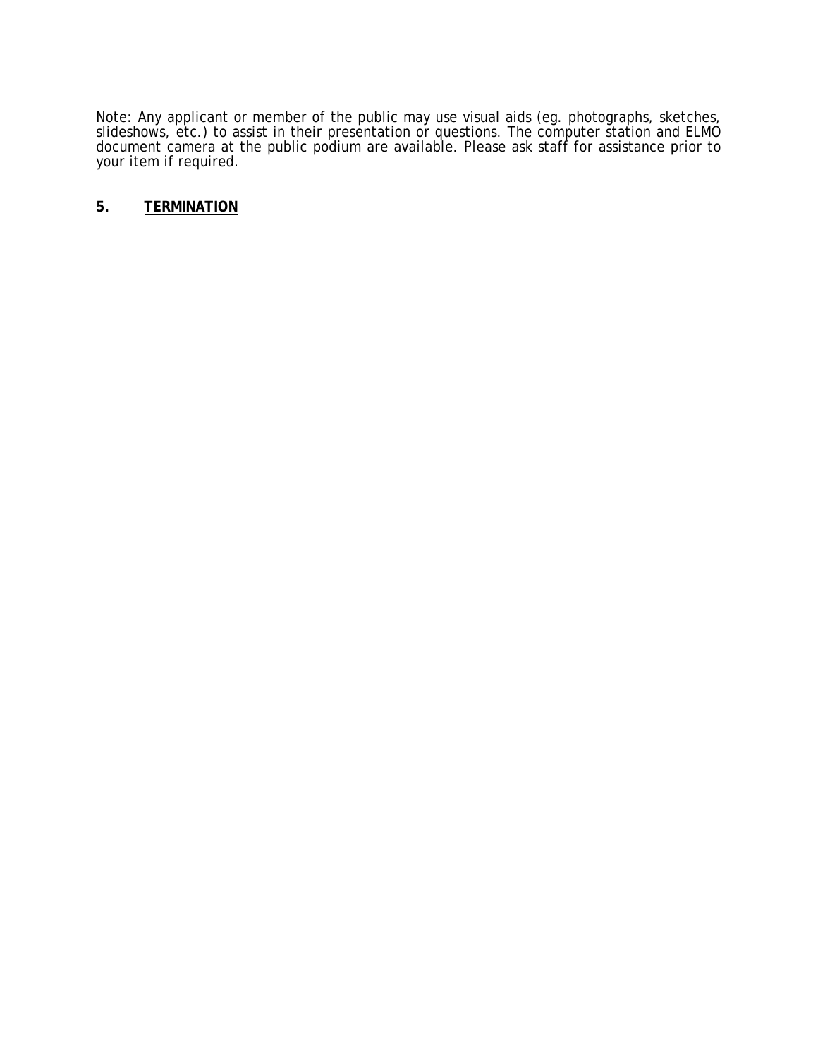Note: Any applicant or member of the public may use visual aids (eg. photographs, sketches, slideshows, etc.) to assist in their presentation or questions. The computer station and ELMO document camera at the public podium are available. Please ask staff for assistance prior to your item if required.

## 5. TERMINATION